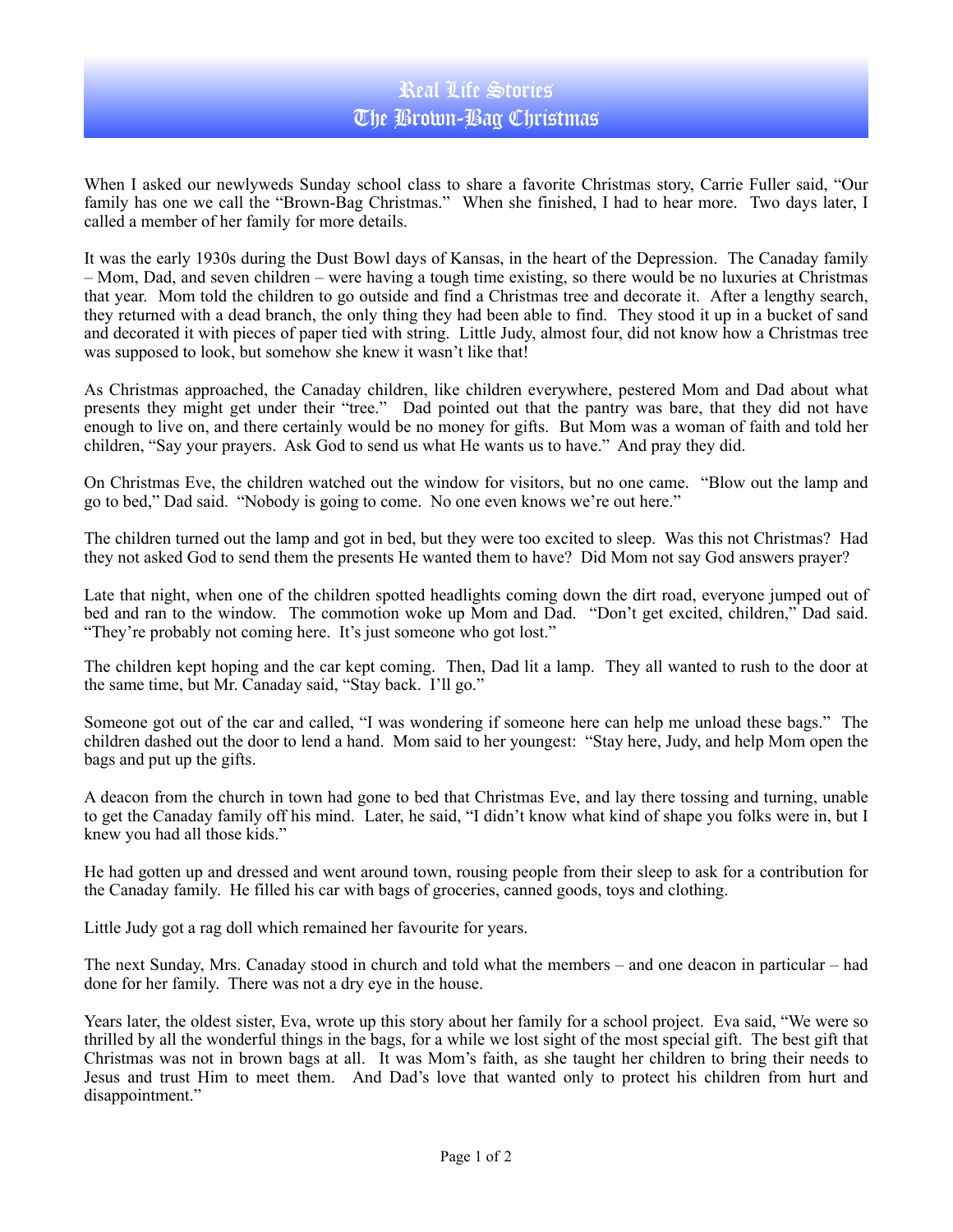# Real Life Stories
# The Brown-Bag Christmas

When I asked our newlyweds Sunday school class to share a favorite Christmas story, Carrie Fuller said, "Our family has one we call the "Brown-Bag Christmas." When she finished, I had to hear more. Two days later, I called a member of her family for more details.

It was the early 1930s during the Dust Bowl days of Kansas, in the heart of the Depression. The Canaday family – Mom, Dad, and seven children – were having a tough time existing, so there would be no luxuries at Christmas that year. Mom told the children to go outside and find a Christmas tree and decorate it. After a lengthy search, they returned with a dead branch, the only thing they had been able to find. They stood it up in a bucket of sand and decorated it with pieces of paper tied with string. Little Judy, almost four, did not know how a Christmas tree was supposed to look, but somehow she knew it wasn't like that!

As Christmas approached, the Canaday children, like children everywhere, pestered Mom and Dad about what presents they might get under their "tree." Dad pointed out that the pantry was bare, that they did not have enough to live on, and there certainly would be no money for gifts. But Mom was a woman of faith and told her children, "Say your prayers. Ask God to send us what He wants us to have." And pray they did.

On Christmas Eve, the children watched out the window for visitors, but no one came. "Blow out the lamp and go to bed," Dad said. "Nobody is going to come. No one even knows we're out here."

The children turned out the lamp and got in bed, but they were too excited to sleep. Was this not Christmas? Had they not asked God to send them the presents He wanted them to have? Did Mom not say God answers prayer?

Late that night, when one of the children spotted headlights coming down the dirt road, everyone jumped out of bed and ran to the window. The commotion woke up Mom and Dad. "Don't get excited, children," Dad said. "They're probably not coming here. It's just someone who got lost."

The children kept hoping and the car kept coming. Then, Dad lit a lamp. They all wanted to rush to the door at the same time, but Mr. Canaday said, "Stay back. I'll go."

Someone got out of the car and called, "I was wondering if someone here can help me unload these bags." The children dashed out the door to lend a hand. Mom said to her youngest: "Stay here, Judy, and help Mom open the bags and put up the gifts.

A deacon from the church in town had gone to bed that Christmas Eve, and lay there tossing and turning, unable to get the Canaday family off his mind. Later, he said, "I didn't know what kind of shape you folks were in, but I knew you had all those kids."

He had gotten up and dressed and went around town, rousing people from their sleep to ask for a contribution for the Canaday family. He filled his car with bags of groceries, canned goods, toys and clothing.

Little Judy got a rag doll which remained her favourite for years.

The next Sunday, Mrs. Canaday stood in church and told what the members – and one deacon in particular – had done for her family. There was not a dry eye in the house.

Years later, the oldest sister, Eva, wrote up this story about her family for a school project. Eva said, "We were so thrilled by all the wonderful things in the bags, for a while we lost sight of the most special gift. The best gift that Christmas was not in brown bags at all. It was Mom's faith, as she taught her children to bring their needs to Jesus and trust Him to meet them. And Dad's love that wanted only to protect his children from hurt and disappointment."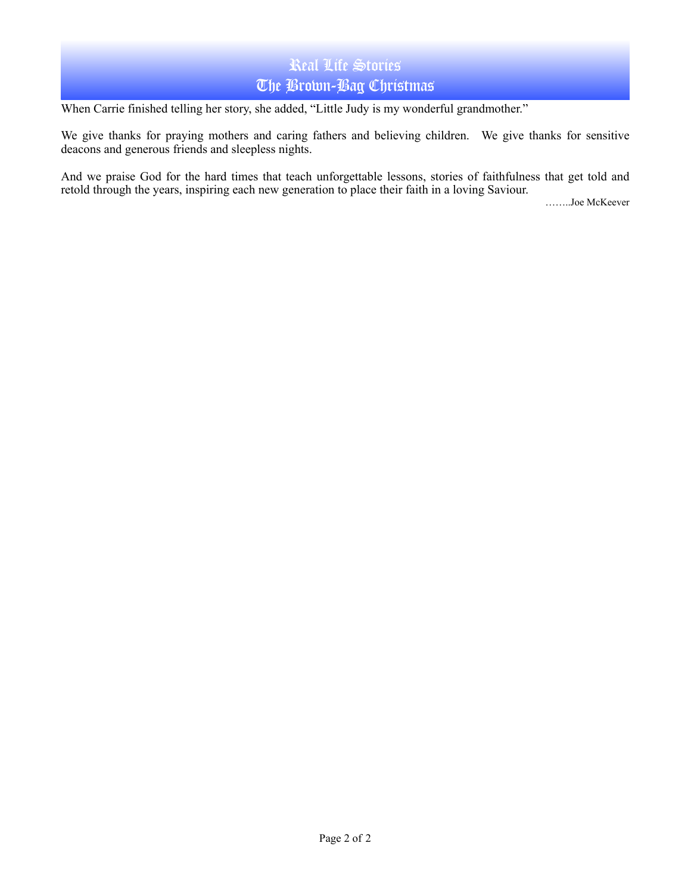# Real Life Stories
# The Brown-Bag Christmas

When Carrie finished telling her story, she added, “Little Judy is my wonderful grandmother.”

We give thanks for praying mothers and caring fathers and believing children. We give thanks for sensitive deacons and generous friends and sleepless nights.

And we praise God for the hard times that teach unforgettable lessons, stories of faithfulness that get told and retold through the years, inspiring each new generation to place their faith in a loving Saviour.

……..Joe McKeever